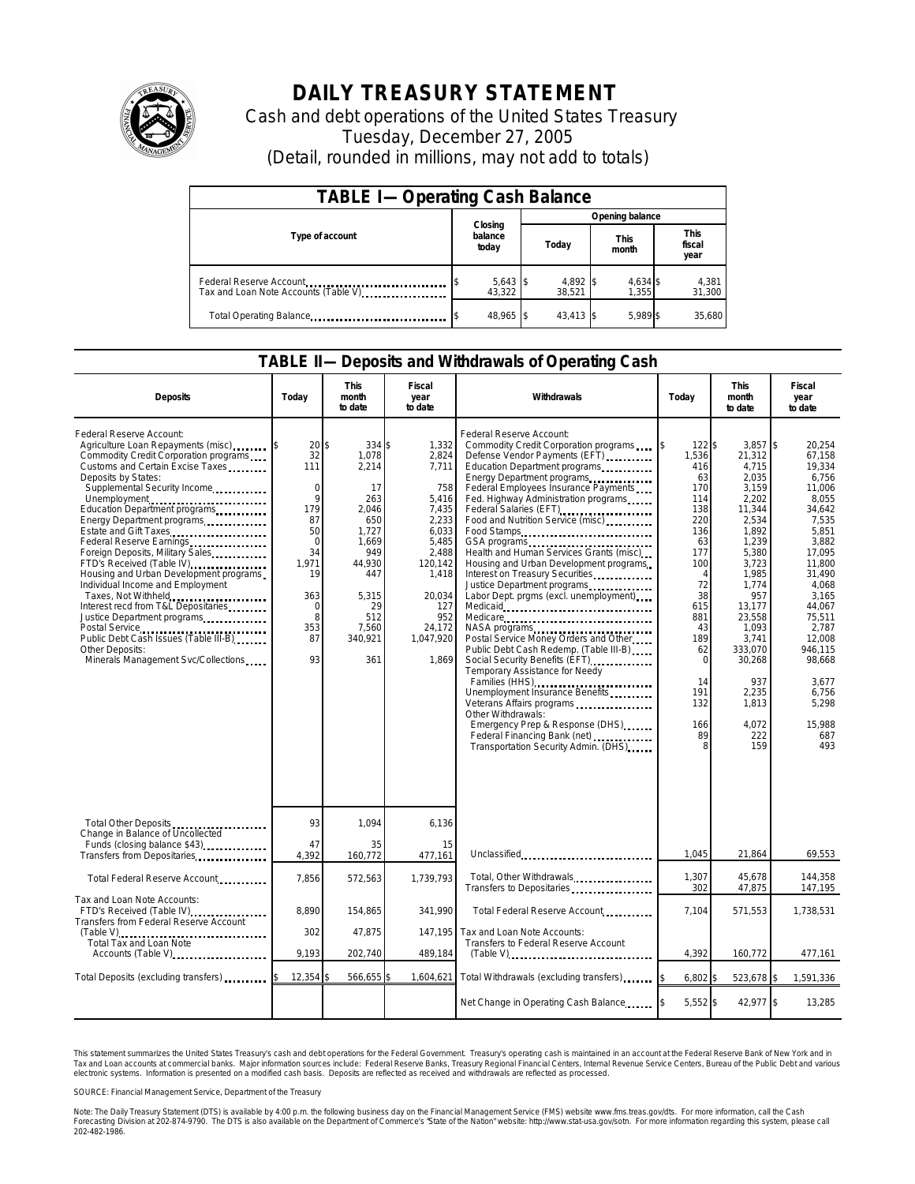# DAILY TREASURY STATEMENT

Cash and debt operations of the United States Treasury

Tuesday, December 27, 2005

(Detail, rounded in millions, may not add to totals)

## TABLE I— Operating Cash Balance

| Type of account | Closing balance today | Opening balance Today | Opening balance This month | Opening balance This fiscal year |
|---|---|---|---|---|
| Federal Reserve Account | $ 5,643 | $ 4,892 | $ 4,634 | $ 4,381 |
| Tax and Loan Note Accounts (Table V) | 43,322 | 38,521 | 1,355 | 31,300 |
| Total Operating Balance | $ 48,965 | $ 43,413 | $ 5,989 | $ 35,680 |

## TABLE II— Deposits and Withdrawals of Operating Cash

| Deposits | Today | This month to date | Fiscal year to date |
|---|---|---|---|
| Federal Reserve Account: | | | |
| Agriculture Loan Repayments (misc) | $ 20 | $ 334 | $ 1,332 |
| Commodity Credit Corporation programs | 32 | 1,078 | 2,824 |
| Customs and Certain Excise Taxes | 111 | 2,214 | 7,711 |
| Deposits by States: | | | |
| Supplemental Security Income | 0 | 17 | 758 |
| Unemployment | 9 | 263 | 5,416 |
| Education Department programs | 179 | 2,046 | 7,435 |
| Energy Department programs | 87 | 650 | 2,233 |
| Estate and Gift Taxes | 50 | 1,727 | 6,033 |
| Federal Reserve Earnings | 0 | 1,669 | 5,485 |
| Foreign Deposits, Military Sales | 34 | 949 | 2,488 |
| FTD's Received (Table IV) | 1,971 | 44,930 | 120,142 |
| Housing and Urban Development programs | 19 | 447 | 1,418 |
| Individual Income and Employment Taxes, Not Withheld | 363 | 5,315 | 20,034 |
| Interest recd from T&L Depositaries | 0 | 29 | 127 |
| Justice Department programs | 8 | 512 | 952 |
| Postal Service | 353 | 7,560 | 24,172 |
| Public Debt Cash Issues (Table III-B) | 87 | 340,921 | 1,047,920 |
| Other Deposits: | | | |
| Minerals Management Svc/Collections | 93 | 361 | 1,869 |
| Total Other Deposits | 93 | 1,094 | 6,136 |
| Change in Balance of Uncollected Funds (closing balance $43) | 47 | 35 | 15 |
| Transfers from Depositaries | 4,392 | 160,772 | 477,161 |
| Total Federal Reserve Account | 7,856 | 572,563 | 1,739,793 |
| Tax and Loan Note Accounts: | | | |
| FTD's Received (Table IV) | 8,890 | 154,865 | 341,990 |
| Transfers from Federal Reserve Account (Table V) | 302 | 47,875 | 147,195 |
| Total Tax and Loan Note Accounts (Table V) | 9,193 | 202,740 | 489,184 |
| Total Deposits (excluding transfers) | $ 12,354 | $ 566,655 | $ 1,604,621 |

| Withdrawals | Today | This month to date | Fiscal year to date |
|---|---|---|---|
| Federal Reserve Account: | | | |
| Commodity Credit Corporation programs | $ 122 | $ 3,857 | $ 20,254 |
| Defense Vendor Payments (EFT) | 1,536 | 21,312 | 67,158 |
| Education Department programs | 416 | 4,715 | 19,334 |
| Energy Department programs | 63 | 2,035 | 6,756 |
| Federal Employees Insurance Payments | 170 | 3,159 | 11,006 |
| Fed. Highway Administration programs | 114 | 2,202 | 8,055 |
| Federal Salaries (EFT) | 138 | 11,344 | 34,642 |
| Food and Nutrition Service (misc) | 220 | 2,534 | 7,535 |
| Food Stamps | 136 | 1,892 | 5,851 |
| GSA programs | 63 | 1,239 | 3,882 |
| Health and Human Services Grants (misc) | 177 | 5,380 | 17,095 |
| Housing and Urban Development programs | 100 | 3,723 | 11,800 |
| Interest on Treasury Securities | 4 | 1,985 | 31,490 |
| Justice Department programs | 72 | 1,774 | 4,068 |
| Labor Dept. prgms (excl. unemployment) | 38 | 957 | 3,165 |
| Medicaid | 615 | 13,177 | 44,067 |
| Medicare | 881 | 23,558 | 75,511 |
| NASA programs | 43 | 1,093 | 2,787 |
| Postal Service Money Orders and Other | 189 | 3,741 | 12,008 |
| Public Debt Cash Redemp. (Table III-B) | 62 | 333,070 | 946,115 |
| Social Security Benefits (EFT) | 0 | 30,268 | 98,668 |
| Temporary Assistance for Needy Families (HHS) | 14 | 937 | 3,677 |
| Unemployment Insurance Benefits | 191 | 2,235 | 6,756 |
| Veterans Affairs programs | 132 | 1,813 | 5,298 |
| Other Withdrawals: | | | |
| Emergency Prep & Response (DHS) | 166 | 4,072 | 15,988 |
| Federal Financing Bank (net) | 89 | 222 | 687 |
| Transportation Security Admin. (DHS) | 8 | 159 | 493 |
| Unclassified | 1,045 | 21,864 | 69,553 |
| Total, Other Withdrawals | 1,307 | 45,678 | 144,358 |
| Transfers to Depositaries | 302 | 47,875 | 147,195 |
| Total Federal Reserve Account | 7,104 | 571,553 | 1,738,531 |
| Tax and Loan Note Accounts: | | | |
| Transfers to Federal Reserve Account (Table V) | 4,392 | 160,772 | 477,161 |
| Total Withdrawals (excluding transfers) | $ 6,802 | $ 523,678 | $ 1,591,336 |
| Net Change in Operating Cash Balance | $ 5,552 | $ 42,977 | $ 13,285 |

This statement summarizes the United States Treasury's cash and debt operations for the Federal Government. Treasury's operating cash is maintained in an account at the Federal Reserve Bank of New York and in Tax and Loan accounts at commercial banks. Major information sources include: Federal Reserve Banks, Treasury Regional Financial Centers, Internal Revenue Service Centers, Bureau of the Public Debt and various electronic systems. Information is presented on a modified cash basis. Deposits are reflected as received and withdrawals are reflected as processed.

SOURCE: Financial Management Service, Department of the Treasury

Note: The Daily Treasury Statement (DTS) is available by 4:00 p.m. the following business day on the Financial Management Service (FMS) website www.fms.treas.gov/dts. For more information, call the Cash Forecasting Division at 202-874-9790. The DTS is also available on the Department of Commerce's "State of the Nation" website: http://www.stat-usa.gov/sotn. For more information regarding this system, please call 202-482-1986.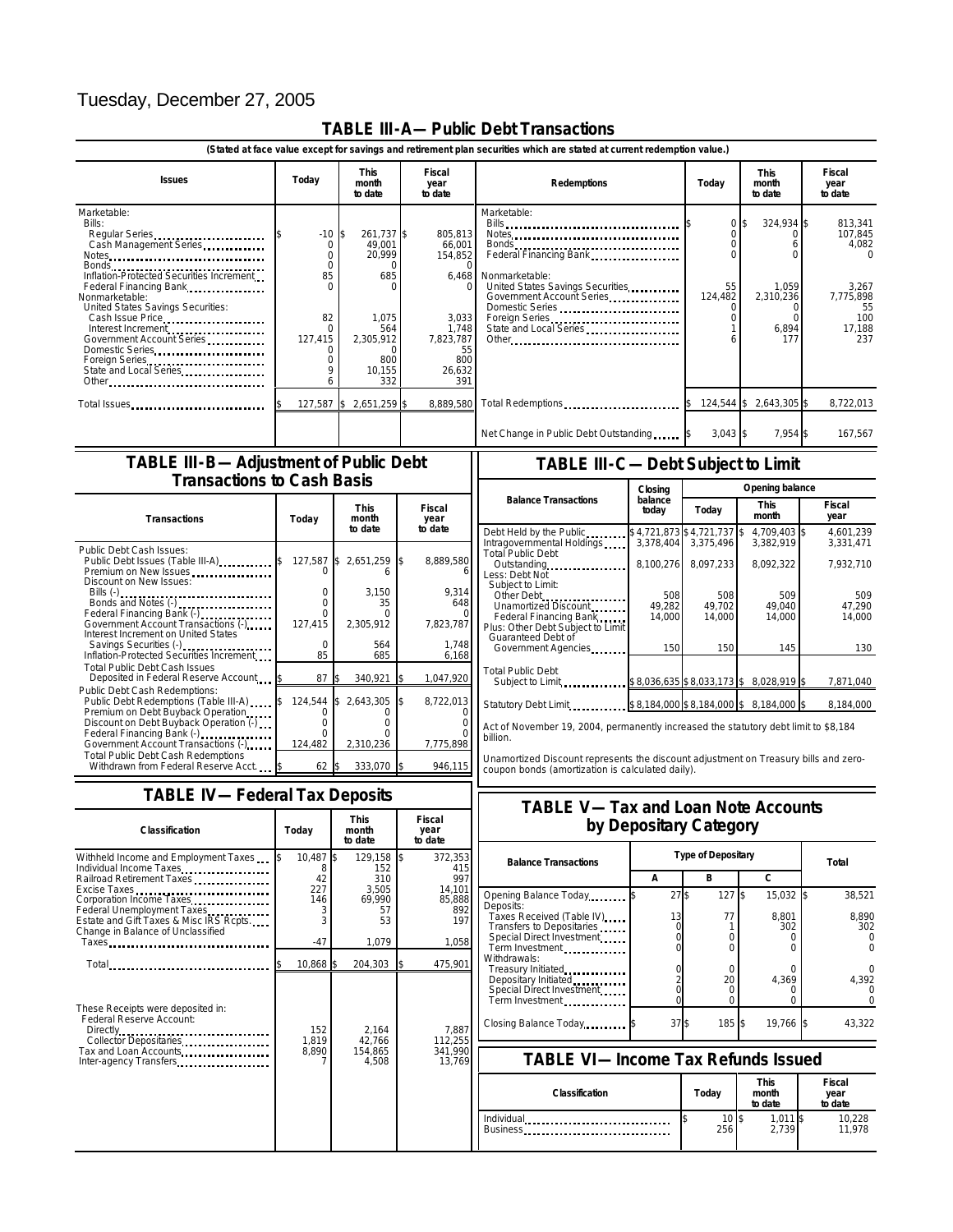Tuesday, December 27, 2005

## TABLE III-A— Public Debt Transactions

(Stated at face value except for savings and retirement plan securities which are stated at current redemption value.)

| Issues | Today | This month to date | Fiscal year to date |
|---|---|---|---|
| Marketable: | | | |
| Bills: | | | |
| Regular Series | $ -10 | $ 261,737 | $ 805,813 |
| Cash Management Series | 0 | 49,001 | 66,001 |
| Notes | 0 | 20,999 | 154,852 |
| Bonds | 0 | 0 | 0 |
| Inflation-Protected Securities Increment | 85 | 685 | 6,468 |
| Federal Financing Bank | 0 | 0 | 0 |
| Nonmarketable: | | | |
| United States Savings Securities: | | | |
| Cash Issue Price | 82 | 1,075 | 3,033 |
| Interest Increment | 0 | 564 | 1,748 |
| Government Account Series | 127,415 | 2,305,912 | 7,823,787 |
| Domestic Series | 0 | 0 | 55 |
| Foreign Series | 0 | 800 | 800 |
| State and Local Series | 9 | 10,155 | 26,632 |
| Other | 6 | 332 | 391 |
| Total Issues | $ 127,587 | $ 2,651,259 | $ 8,889,580 |

| Redemptions | Today | This month to date | Fiscal year to date |
|---|---|---|---|
| Marketable: | | | |
| Bills | $ 0 | $ 324,934 | $ 813,341 |
| Notes | 0 | 0 | 107,845 |
| Bonds | 0 | 6 | 4,082 |
| Federal Financing Bank | 0 | 0 | 0 |
| Nonmarketable: | | | |
| United States Savings Securities | 55 | 1,059 | 3,267 |
| Government Account Series | 124,482 | 2,310,236 | 7,775,898 |
| Domestic Series | 0 | 0 | 55 |
| Foreign Series | 0 | 0 | 100 |
| State and Local Series | 1 | 6,894 | 17,188 |
| Other | 6 | 177 | 237 |
| Total Redemptions | $ 124,544 | $ 2,643,305 | $ 8,722,013 |
| Net Change in Public Debt Outstanding | $ 3,043 | $ 7,954 | $ 167,567 |

## TABLE III-B— Adjustment of Public Debt Transactions to Cash Basis

| Transactions | Today | This month to date | Fiscal year to date |
|---|---|---|---|
| Public Debt Cash Issues: | | | |
| Public Debt Issues (Table III-A) | $ 127,587 | $ 2,651,259 | $ 8,889,580 |
| Premium on New Issues | 0 | 6 | 6 |
| Discount on New Issues: | | | |
| Bills (-) | 0 | 3,150 | 9,314 |
| Bonds and Notes (-) | 0 | 35 | 648 |
| Federal Financing Bank (-) | 0 | 0 | 0 |
| Government Account Transactions (-) | 127,415 | 2,305,912 | 7,823,787 |
| Interest Increment on United States Savings Securities (-) | 0 | 564 | 1,748 |
| Inflation-Protected Securities Increment | 85 | 685 | 6,168 |
| Total Public Debt Cash Issues Deposited in Federal Reserve Account | $ 87 | $ 340,921 | $ 1,047,920 |
| Public Debt Cash Redemptions: | | | |
| Public Debt Redemptions (Table III-A) | $ 124,544 | $ 2,643,305 | $ 8,722,013 |
| Premium on Debt Buyback Operation | 0 | 0 | 0 |
| Discount on Debt Buyback Operation (-) | 0 | 0 | 0 |
| Federal Financing Bank (-) | 0 | 0 | 0 |
| Government Account Transactions (-) | 124,482 | 2,310,236 | 7,775,898 |
| Total Public Debt Cash Redemptions Withdrawn from Federal Reserve Acct. | $ 62 | $ 333,070 | $ 946,115 |

## TABLE III-C— Debt Subject to Limit

| Balance Transactions | Closing balance today | Opening balance Today | Opening balance This month | Opening balance Fiscal year |
|---|---|---|---|---|
| Debt Held by the Public | $ 4,721,873 | $ 4,721,737 | $ 4,709,403 | $ 4,601,239 |
| Intragovernmental Holdings | 3,378,404 | 3,375,496 | 3,382,919 | 3,331,471 |
| Total Public Debt Outstanding | 8,100,276 | 8,097,233 | 8,092,322 | 7,932,710 |
| Less: Debt Not Subject to Limit: | | | | |
| Other Debt | 508 | 508 | 509 | 509 |
| Unamortized Discount | 49,282 | 49,702 | 49,040 | 47,290 |
| Federal Financing Bank | 14,000 | 14,000 | 14,000 | 14,000 |
| Plus: Other Debt Subject to Limit | | | | |
| Guaranteed Debt of Government Agencies | 150 | 150 | 145 | 130 |
| Total Public Debt Subject to Limit | $ 8,036,635 | $ 8,033,173 | $ 8,028,919 | $ 7,871,040 |
| Statutory Debt Limit | $ 8,184,000 | $ 8,184,000 | $ 8,184,000 | $ 8,184,000 |

Act of November 19, 2004, permanently increased the statutory debt limit to $8,184 billion.

Unamortized Discount represents the discount adjustment on Treasury bills and zero-coupon bonds (amortization is calculated daily).

## TABLE IV— Federal Tax Deposits

| Classification | Today | This month to date | Fiscal year to date |
|---|---|---|---|
| Withheld Income and Employment Taxes | $ 10,487 | $ 129,158 | $ 372,353 |
| Individual Income Taxes | 8 | 152 | 415 |
| Railroad Retirement Taxes | 42 | 310 | 997 |
| Excise Taxes | 227 | 3,505 | 14,101 |
| Corporation Income Taxes | 146 | 69,990 | 85,888 |
| Federal Unemployment Taxes | 3 | 57 | 892 |
| Estate and Gift Taxes & Misc IRS Rcpts. | 3 | 53 | 197 |
| Change in Balance of Unclassified Taxes | -47 | 1,079 | 1,058 |
| Total | $ 10,868 | $ 204,303 | $ 475,901 |
| These Receipts were deposited in: | | | |
| Federal Reserve Account: | | | |
| Directly | 152 | 2,164 | 7,887 |
| Collector Depositaries | 1,819 | 42,766 | 112,255 |
| Tax and Loan Accounts | 8,890 | 154,865 | 341,990 |
| Inter-agency Transfers | 7 | 4,508 | 13,769 |

## TABLE V— Tax and Loan Note Accounts by Depositary Category

| Balance Transactions | Type of Depositary A | B | C | Total |
|---|---|---|---|---|
| Opening Balance Today | $ 27 | $ 127 | $ 15,032 | $ 38,521 |
| Deposits: | | | | |
| Taxes Received (Table IV) | 13 | 77 | 8,801 | 8,890 |
| Transfers to Depositaries | 0 | 1 | 302 | 302 |
| Special Direct Investment | 0 | 0 | 0 | 0 |
| Term Investment | 0 | 0 | 0 | 0 |
| Withdrawals: | | | | |
| Treasury Initiated | 0 | 0 | 0 | 0 |
| Depositary Initiated | 2 | 20 | 4,369 | 4,392 |
| Special Direct Investment | 0 | 0 | 0 | 0 |
| Term Investment | 0 | 0 | 0 | 0 |
| Closing Balance Today | $ 37 | $ 185 | $ 19,766 | $ 43,322 |

## TABLE VI— Income Tax Refunds Issued

| Classification | Today | This month to date | Fiscal year to date |
|---|---|---|---|
| Individual | $ 10 | $ 1,011 | $ 10,228 |
| Business | 256 | 2,739 | 11,978 |